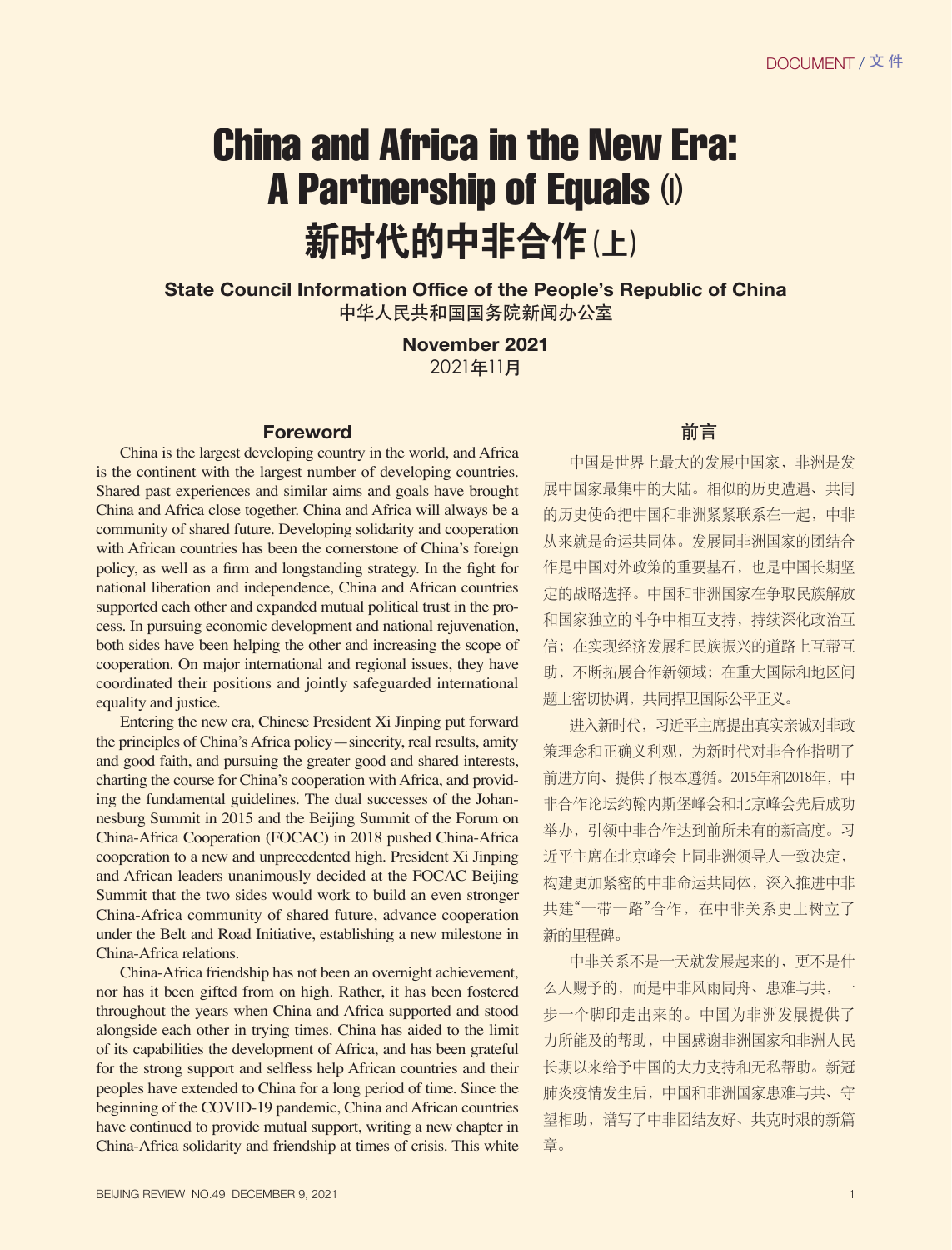# China and Africa in the New Era: A Partnership of Equals (I)

# 新时代的中非合作(上)

**State Council Information Office of the People's Republic of China**
中华人民共和国国务院新闻办公室

**November 2021**
2021年11月

## Foreword

China is the largest developing country in the world, and Africa is the continent with the largest number of developing countries. Shared past experiences and similar aims and goals have brought China and Africa close together. China and Africa will always be a community of shared future. Developing solidarity and cooperation with African countries has been the cornerstone of China's foreign policy, as well as a firm and longstanding strategy. In the fight for national liberation and independence, China and African countries supported each other and expanded mutual political trust in the process. In pursuing economic development and national rejuvenation, both sides have been helping the other and increasing the scope of cooperation. On major international and regional issues, they have coordinated their positions and jointly safeguarded international equality and justice.

Entering the new era, Chinese President Xi Jinping put forward the principles of China's Africa policy—sincerity, real results, amity and good faith, and pursuing the greater good and shared interests, charting the course for China's cooperation with Africa, and providing the fundamental guidelines. The dual successes of the Johannesburg Summit in 2015 and the Beijing Summit of the Forum on China-Africa Cooperation (FOCAC) in 2018 pushed China-Africa cooperation to a new and unprecedented high. President Xi Jinping and African leaders unanimously decided at the FOCAC Beijing Summit that the two sides would work to build an even stronger China-Africa community of shared future, advance cooperation under the Belt and Road Initiative, establishing a new milestone in China-Africa relations.

China-Africa friendship has not been an overnight achievement, nor has it been gifted from on high. Rather, it has been fostered throughout the years when China and Africa supported and stood alongside each other in trying times. China has aided to the limit of its capabilities the development of Africa, and has been grateful for the strong support and selfless help African countries and their peoples have extended to China for a long period of time. Since the beginning of the COVID-19 pandemic, China and African countries have continued to provide mutual support, writing a new chapter in China-Africa solidarity and friendship at times of crisis. This white

## 前言

中国是世界上最大的发展中国家，非洲是发展中国家最集中的大陆。相似的历史遭遇、共同的历史使命把中国和非洲紧紧联系在一起，中非从来就是命运共同体。发展同非洲国家的团结合作是中国对外政策的重要基石，也是中国长期坚定的战略选择。中国和非洲国家在争取民族解放和国家独立的斗争中相互支持，持续深化政治互信；在实现经济发展和民族振兴的道路上互帮互助，不断拓展合作新领域；在重大国际和地区问题上密切协调，共同捍卫国际公平正义。

进入新时代，习近平主席提出真实亲诚对非政策理念和正确义利观，为新时代对非合作指明了前进方向、提供了根本遵循。2015年和2018年，中非合作论坛约翰内斯堡峰会和北京峰会先后成功举办，引领中非合作达到前所未有的新高度。习近平主席在北京峰会上同非洲领导人一致决定，构建更加紧密的中非命运共同体，深入推进中非共建"一带一路"合作，在中非关系史上树立了新的里程碑。

中非关系不是一天就发展起来的，更不是什么人赐予的，而是中非风雨同舟、患难与共，一步一个脚印走出来的。中国为非洲发展提供了力所能及的帮助，中国感谢非洲国家和非洲人民长期以来给予中国的大力支持和无私帮助。新冠肺炎疫情发生后，中国和非洲国家患难与共、守望相助，谱写了中非团结友好、共克时艰的新篇章。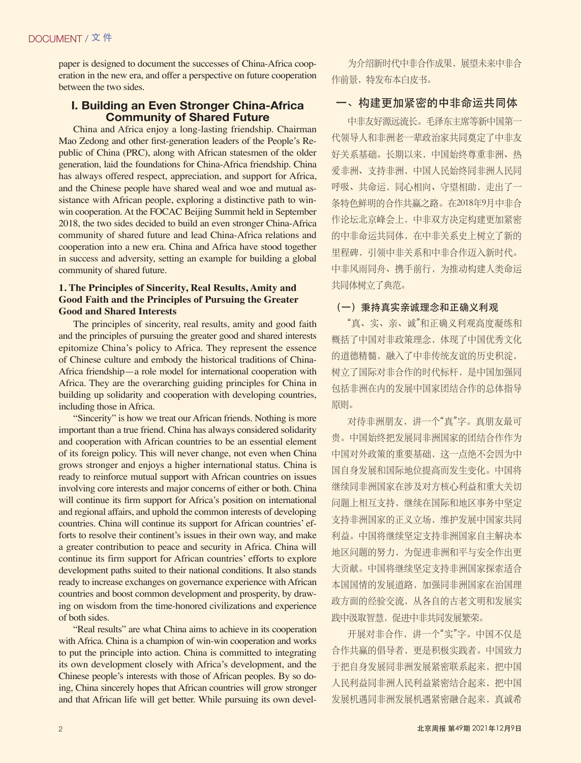paper is designed to document the successes of China-Africa cooperation in the new era, and offer a perspective on future cooperation between the two sides.

## I. Building an Even Stronger China-Africa Community of Shared Future

China and Africa enjoy a long-lasting friendship. Chairman Mao Zedong and other first-generation leaders of the People's Republic of China (PRC), along with African statesmen of the older generation, laid the foundations for China-Africa friendship. China has always offered respect, appreciation, and support for Africa, and the Chinese people have shared weal and woe and mutual assistance with African people, exploring a distinctive path to win-win cooperation. At the FOCAC Beijing Summit held in September 2018, the two sides decided to build an even stronger China-Africa community of shared future and lead China-Africa relations and cooperation into a new era. China and Africa have stood together in success and adversity, setting an example for building a global community of shared future.

### 1. The Principles of Sincerity, Real Results, Amity and Good Faith and the Principles of Pursuing the Greater Good and Shared Interests

The principles of sincerity, real results, amity and good faith and the principles of pursuing the greater good and shared interests epitomize China's policy to Africa. They represent the essence of Chinese culture and embody the historical traditions of China-Africa friendship—a role model for international cooperation with Africa. They are the overarching guiding principles for China in building up solidarity and cooperation with developing countries, including those in Africa.

"Sincerity" is how we treat our African friends. Nothing is more important than a true friend. China has always considered solidarity and cooperation with African countries to be an essential element of its foreign policy. This will never change, not even when China grows stronger and enjoys a higher international status. China is ready to reinforce mutual support with African countries on issues involving core interests and major concerns of either or both. China will continue its firm support for Africa's position on international and regional affairs, and uphold the common interests of developing countries. China will continue its support for African countries' efforts to resolve their continent's issues in their own way, and make a greater contribution to peace and security in Africa. China will continue its firm support for African countries' efforts to explore development paths suited to their national conditions. It also stands ready to increase exchanges on governance experience with African countries and boost common development and prosperity, by drawing on wisdom from the time-honored civilizations and experience of both sides.

"Real results" are what China aims to achieve in its cooperation with Africa. China is a champion of win-win cooperation and works to put the principle into action. China is committed to integrating its own development closely with Africa's development, and the Chinese people's interests with those of African peoples. By so doing, China sincerely hopes that African countries will grow stronger and that African life will get better. While pursuing its own devel-

为介绍新时代中非合作成果，展望未来中非合作前景，特发布本白皮书。

## 一、构建更加紧密的中非命运共同体

中非友好源远流长。毛泽东主席等新中国第一代领导人和非洲老一辈政治家共同奠定了中非友好关系基础。长期以来，中国始终尊重非洲、热爱非洲、支持非洲，中国人民始终同非洲人民同呼吸、共命运，同心相向、守望相助，走出了一条特色鲜明的合作共赢之路。在2018年9月中非合作论坛北京峰会上，中非双方决定构建更加紧密的中非命运共同体，在中非关系史上树立了新的里程碑，引领中非关系和中非合作迈入新时代。中非风雨同舟、携手前行，为推动构建人类命运共同体树立了典范。

### （一）秉持真实亲诚理念和正确义利观

"真、实、亲、诚"和正确义利观高度凝练和概括了中国对非政策理念，体现了中国优秀文化的道德精髓，融入了中非传统友谊的历史积淀，树立了国际对非合作的时代标杆，是中国加强同包括非洲在内的发展中国家团结合作的总体指导原则。

对待非洲朋友，讲一个"真"字。真朋友最可贵。中国始终把发展同非洲国家的团结合作作为中国对外政策的重要基础，这一点绝不会因为中国自身发展和国际地位提高而发生变化。中国将继续同非洲国家在涉及对方核心利益和重大关切问题上相互支持，继续在国际和地区事务中坚定支持非洲国家的正义立场，维护发展中国家共同利益。中国将继续坚定支持非洲国家自主解决本地区问题的努力，为促进非洲和平与安全作出更大贡献。中国将继续坚定支持非洲国家探索适合本国国情的发展道路，加强同非洲国家在治国理政方面的经验交流，从各自的古老文明和发展实践中汲取智慧，促进中非共同发展繁荣。

开展对非合作，讲一个"实"字。中国不仅是合作共赢的倡导者，更是积极实践者。中国致力于把自身发展同非洲发展紧密联系起来，把中国人民利益同非洲人民利益紧密结合起来，把中国发展机遇同非洲发展机遇紧密融合起来，真诚希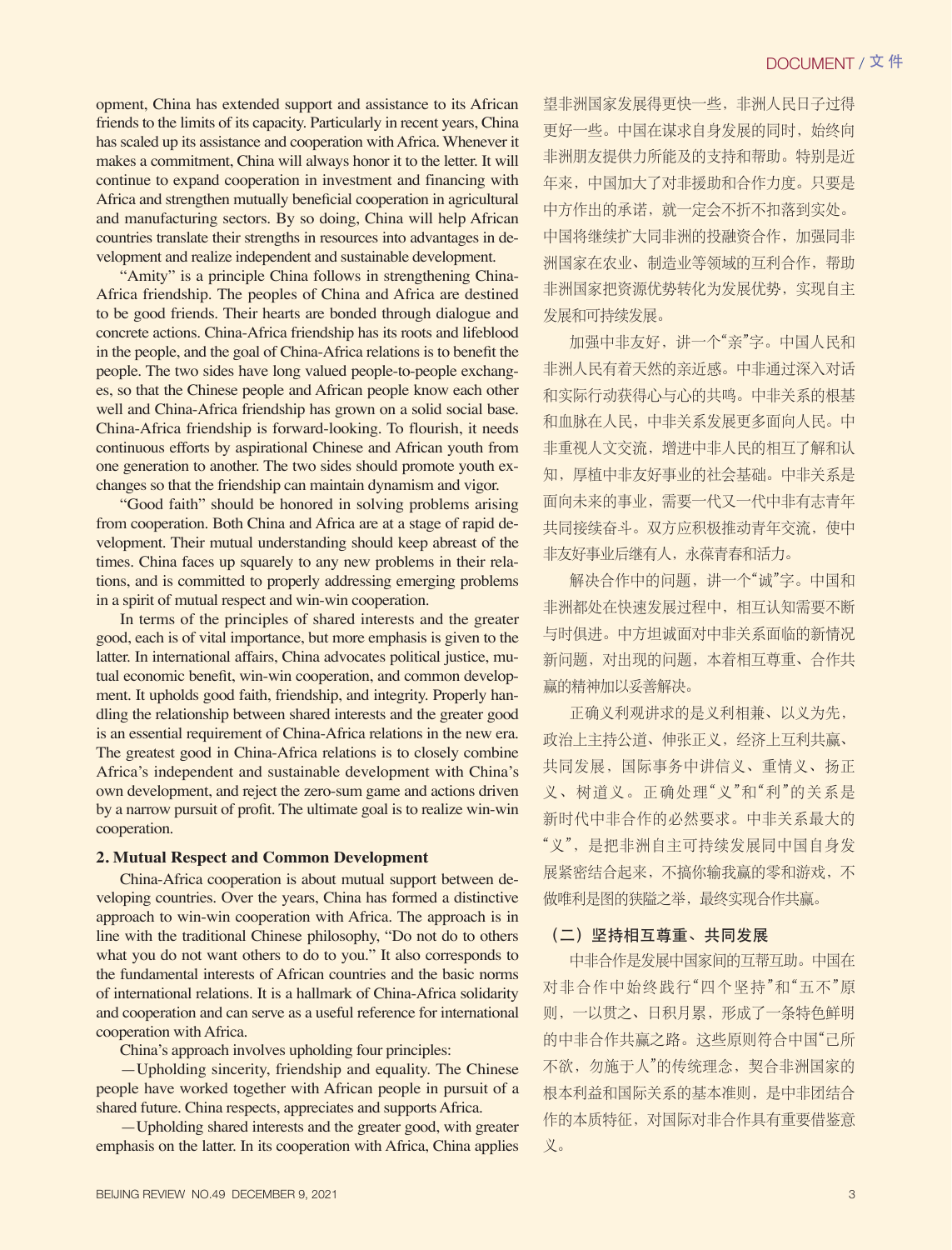opment, China has extended support and assistance to its African friends to the limits of its capacity. Particularly in recent years, China has scaled up its assistance and cooperation with Africa. Whenever it makes a commitment, China will always honor it to the letter. It will continue to expand cooperation in investment and financing with Africa and strengthen mutually beneficial cooperation in agricultural and manufacturing sectors. By so doing, China will help African countries translate their strengths in resources into advantages in development and realize independent and sustainable development.

"Amity" is a principle China follows in strengthening China-Africa friendship. The peoples of China and Africa are destined to be good friends. Their hearts are bonded through dialogue and concrete actions. China-Africa friendship has its roots and lifeblood in the people, and the goal of China-Africa relations is to benefit the people. The two sides have long valued people-to-people exchanges, so that the Chinese people and African people know each other well and China-Africa friendship has grown on a solid social base. China-Africa friendship is forward-looking. To flourish, it needs continuous efforts by aspirational Chinese and African youth from one generation to another. The two sides should promote youth exchanges so that the friendship can maintain dynamism and vigor.

"Good faith" should be honored in solving problems arising from cooperation. Both China and Africa are at a stage of rapid development. Their mutual understanding should keep abreast of the times. China faces up squarely to any new problems in their relations, and is committed to properly addressing emerging problems in a spirit of mutual respect and win-win cooperation.

In terms of the principles of shared interests and the greater good, each is of vital importance, but more emphasis is given to the latter. In international affairs, China advocates political justice, mutual economic benefit, win-win cooperation, and common development. It upholds good faith, friendship, and integrity. Properly handling the relationship between shared interests and the greater good is an essential requirement of China-Africa relations in the new era. The greatest good in China-Africa relations is to closely combine Africa's independent and sustainable development with China's own development, and reject the zero-sum game and actions driven by a narrow pursuit of profit. The ultimate goal is to realize win-win cooperation.

**2. Mutual Respect and Common Development**

China-Africa cooperation is about mutual support between developing countries. Over the years, China has formed a distinctive approach to win-win cooperation with Africa. The approach is in line with the traditional Chinese philosophy, "Do not do to others what you do not want others to do to you." It also corresponds to the fundamental interests of African countries and the basic norms of international relations. It is a hallmark of China-Africa solidarity and cooperation and can serve as a useful reference for international cooperation with Africa.

China's approach involves upholding four principles:

—Upholding sincerity, friendship and equality. The Chinese people have worked together with African people in pursuit of a shared future. China respects, appreciates and supports Africa.

—Upholding shared interests and the greater good, with greater emphasis on the latter. In its cooperation with Africa, China applies

望非洲国家发展得更快一些，非洲人民日子过得更好一些。中国在谋求自身发展的同时，始终向非洲朋友提供力所能及的支持和帮助。特别是近年来，中国加大了对非援助和合作力度。只要是中方作出的承诺，就一定会不折不扣落到实处。中国将继续扩大同非洲的投融资合作，加强同非洲国家在农业、制造业等领域的互利合作，帮助非洲国家把资源优势转化为发展优势，实现自主发展和可持续发展。

加强中非友好，讲一个"亲"字。中国人民和非洲人民有着天然的亲近感。中非通过深入对话和实际行动获得心与心的共鸣。中非关系的根基和血脉在人民，中非关系发展更多面向人民。中非重视人文交流，增进中非人民的相互了解和认知，厚植中非友好事业的社会基础。中非关系是面向未来的事业，需要一代又一代中非有志青年共同接续奋斗。双方应积极推动青年交流，使中非友好事业后继有人，永葆青春和活力。

解决合作中的问题，讲一个"诚"字。中国和非洲都处在快速发展过程中，相互认知需要不断与时俱进。中方坦诚面对中非关系面临的新情况新问题，对出现的问题，本着相互尊重、合作共赢的精神加以妥善解决。

正确义利观讲求的是义利相兼、以义为先，政治上主持公道、伸张正义，经济上互利共赢、共同发展，国际事务中讲信义、重情义、扬正义、树道义。正确处理"义"和"利"的关系是新时代中非合作的必然要求。中非关系最大的"义"，是把非洲自主可持续发展同中国自身发展紧密结合起来，不搞你输我赢的零和游戏，不做唯利是图的狭隘之举，最终实现合作共赢。

**（二）坚持相互尊重、共同发展**

中非合作是发展中国家间的互帮互助。中国在对非合作中始终践行"四个坚持"和"五不"原则，一以贯之、日积月累，形成了一条特色鲜明的中非合作共赢之路。这些原则符合中国"己所不欲，勿施于人"的传统理念，契合非洲国家的根本利益和国际关系的基本准则，是中非团结合作的本质特征，对国际对非合作具有重要借鉴意义。